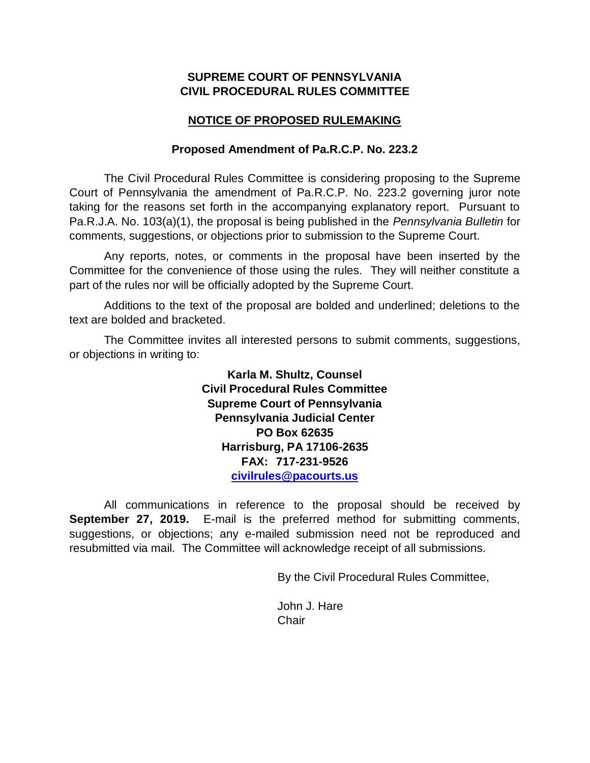**SUPREME COURT OF PENNSYLVANIA**
**CIVIL PROCEDURAL RULES COMMITTEE**

**NOTICE OF PROPOSED RULEMAKING**

**Proposed Amendment of Pa.R.C.P. No. 223.2**

The Civil Procedural Rules Committee is considering proposing to the Supreme Court of Pennsylvania the amendment of Pa.R.C.P. No. 223.2 governing juror note taking for the reasons set forth in the accompanying explanatory report. Pursuant to Pa.R.J.A. No. 103(a)(1), the proposal is being published in the *Pennsylvania Bulletin* for comments, suggestions, or objections prior to submission to the Supreme Court.

Any reports, notes, or comments in the proposal have been inserted by the Committee for the convenience of those using the rules. They will neither constitute a part of the rules nor will be officially adopted by the Supreme Court.

Additions to the text of the proposal are bolded and underlined; deletions to the text are bolded and bracketed.

The Committee invites all interested persons to submit comments, suggestions, or objections in writing to:

**Karla M. Shultz, Counsel**
**Civil Procedural Rules Committee**
**Supreme Court of Pennsylvania**
**Pennsylvania Judicial Center**
**PO Box 62635**
**Harrisburg, PA 17106-2635**
**FAX: 717-231-9526**
**civilrules@pacourts.us**

All communications in reference to the proposal should be received by **September 27, 2019.** E-mail is the preferred method for submitting comments, suggestions, or objections; any e-mailed submission need not be reproduced and resubmitted via mail. The Committee will acknowledge receipt of all submissions.

By the Civil Procedural Rules Committee,

John J. Hare
Chair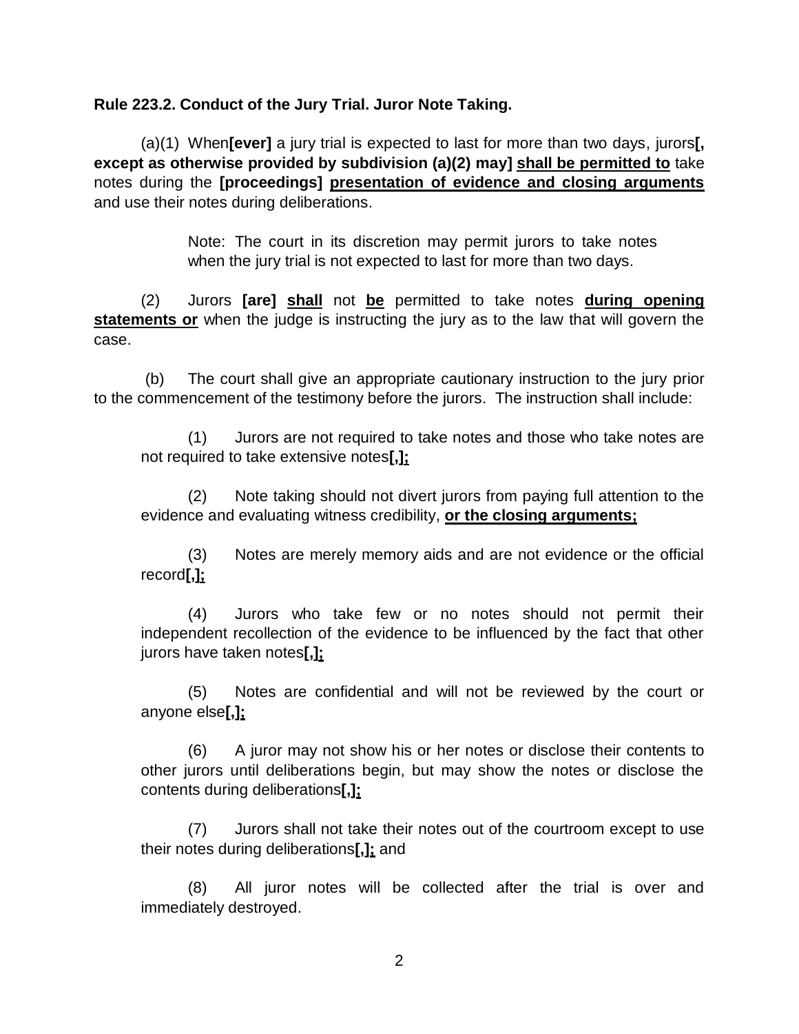**Rule 223.2. Conduct of the Jury Trial. Juror Note Taking.**

(a)(1) When**[ever]** a jury trial is expected to last for more than two days, jurors**[, except as otherwise provided by subdivision (a)(2) may]** <u>**shall be permitted to**</u> take notes during the **[proceedings]** <u>**presentation of evidence and closing arguments**</u> and use their notes during deliberations.

> Note: The court in its discretion may permit jurors to take notes when the jury trial is not expected to last for more than two days.

(2) Jurors **[are]** <u>**shall**</u> not <u>**be**</u> permitted to take notes <u>**during opening statements or**</u> when the judge is instructing the jury as to the law that will govern the case.

(b) The court shall give an appropriate cautionary instruction to the jury prior to the commencement of the testimony before the jurors. The instruction shall include:

(1) Jurors are not required to take notes and those who take notes are not required to take extensive notes**[,]**<u>**;**</u>

(2) Note taking should not divert jurors from paying full attention to the evidence and evaluating witness credibility, <u>**or the closing arguments;**</u>

(3) Notes are merely memory aids and are not evidence or the official record**[,]**<u>**;**</u>

(4) Jurors who take few or no notes should not permit their independent recollection of the evidence to be influenced by the fact that other jurors have taken notes**[,]**<u>**;**</u>

(5) Notes are confidential and will not be reviewed by the court or anyone else**[,]**<u>**;**</u>

(6) A juror may not show his or her notes or disclose their contents to other jurors until deliberations begin, but may show the notes or disclose the contents during deliberations**[,]**<u>**;**</u>

(7) Jurors shall not take their notes out of the courtroom except to use their notes during deliberations**[,]**<u>**;**</u> and

(8) All juror notes will be collected after the trial is over and immediately destroyed.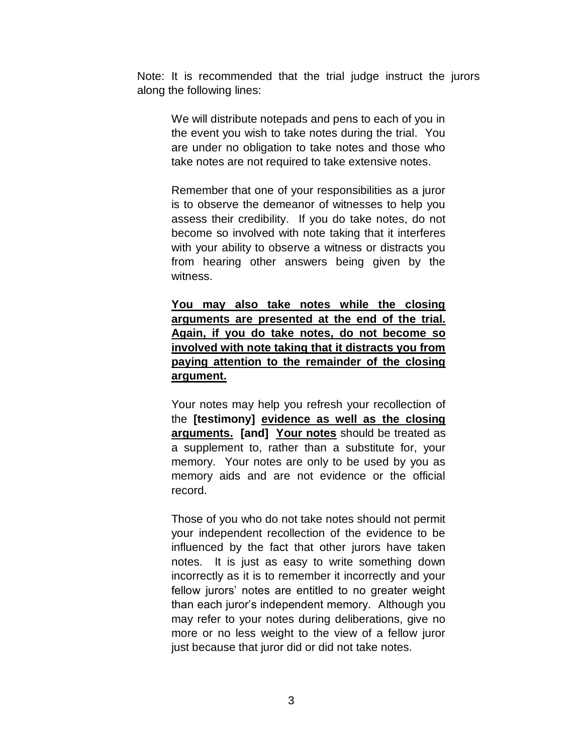Note: It is recommended that the trial judge instruct the jurors along the following lines:

> We will distribute notepads and pens to each of you in the event you wish to take notes during the trial. You are under no obligation to take notes and those who take notes are not required to take extensive notes.
>
> Remember that one of your responsibilities as a juror is to observe the demeanor of witnesses to help you assess their credibility. If you do take notes, do not become so involved with note taking that it interferes with your ability to observe a witness or distracts you from hearing other answers being given by the witness.
>
> <u>**You may also take notes while the closing arguments are presented at the end of the trial. Again, if you do take notes, do not become so involved with note taking that it distracts you from paying attention to the remainder of the closing argument.**</u>
>
> Your notes may help you refresh your recollection of the **[testimony]** <u>**evidence as well as the closing arguments.**</u> **[and]** <u>**Your notes**</u> should be treated as a supplement to, rather than a substitute for, your memory. Your notes are only to be used by you as memory aids and are not evidence or the official record.
>
> Those of you who do not take notes should not permit your independent recollection of the evidence to be influenced by the fact that other jurors have taken notes. It is just as easy to write something down incorrectly as it is to remember it incorrectly and your fellow jurors' notes are entitled to no greater weight than each juror's independent memory. Although you may refer to your notes during deliberations, give no more or no less weight to the view of a fellow juror just because that juror did or did not take notes.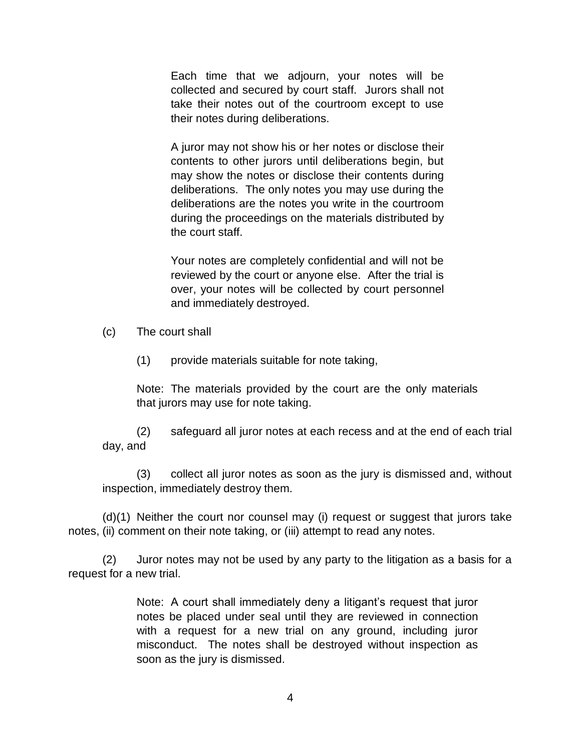> Each time that we adjourn, your notes will be collected and secured by court staff. Jurors shall not take their notes out of the courtroom except to use their notes during deliberations.
>
> A juror may not show his or her notes or disclose their contents to other jurors until deliberations begin, but may show the notes or disclose their contents during deliberations. The only notes you may use during the deliberations are the notes you write in the courtroom during the proceedings on the materials distributed by the court staff.
>
> Your notes are completely confidential and will not be reviewed by the court or anyone else. After the trial is over, your notes will be collected by court personnel and immediately destroyed.

(c) The court shall

(1) provide materials suitable for note taking,

Note: The materials provided by the court are the only materials that jurors may use for note taking.

(2) safeguard all juror notes at each recess and at the end of each trial day, and

(3) collect all juror notes as soon as the jury is dismissed and, without inspection, immediately destroy them.

(d)(1) Neither the court nor counsel may (i) request or suggest that jurors take notes, (ii) comment on their note taking, or (iii) attempt to read any notes.

(2) Juror notes may not be used by any party to the litigation as a basis for a request for a new trial.

> Note: A court shall immediately deny a litigant's request that juror notes be placed under seal until they are reviewed in connection with a request for a new trial on any ground, including juror misconduct. The notes shall be destroyed without inspection as soon as the jury is dismissed.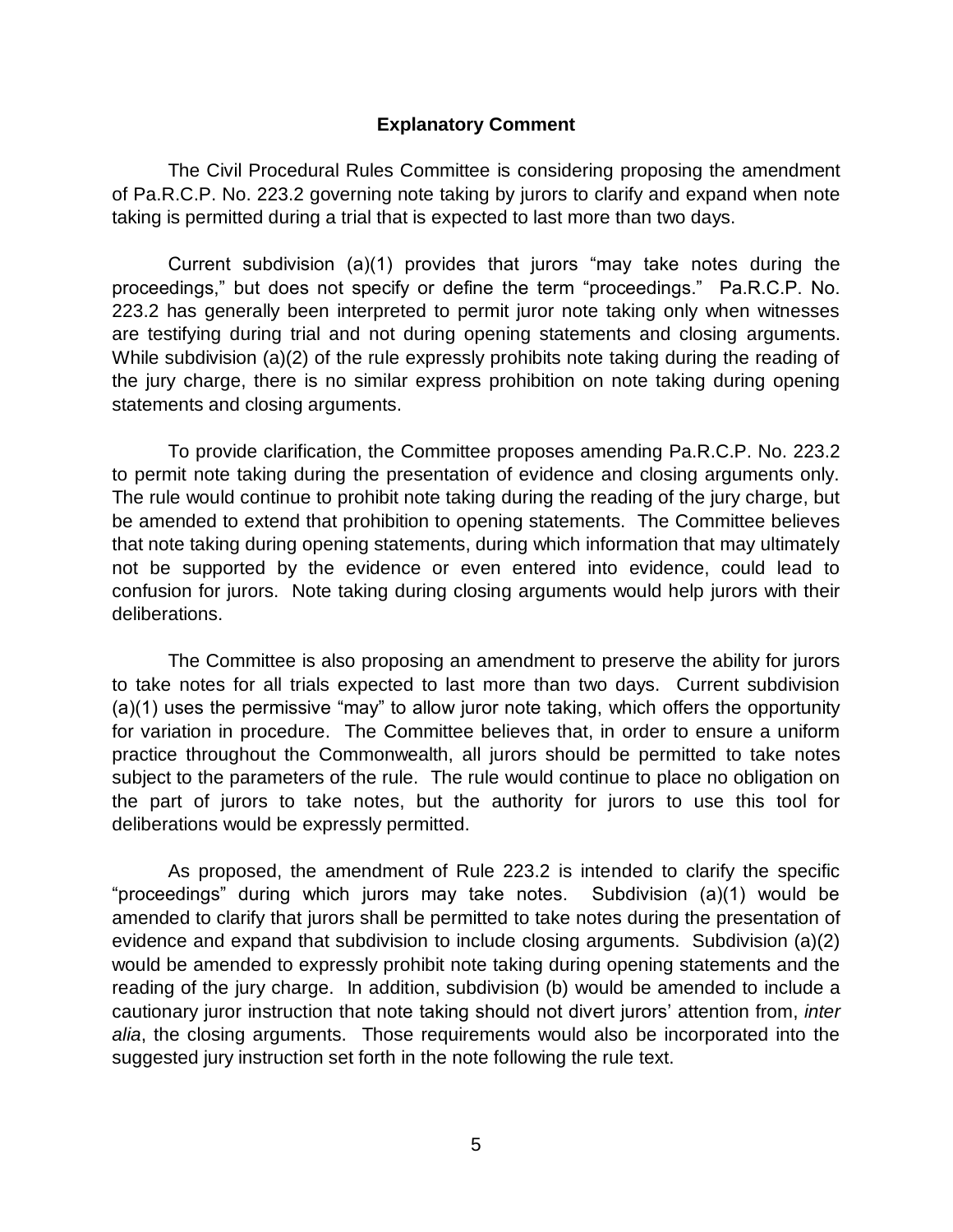## Explanatory Comment

The Civil Procedural Rules Committee is considering proposing the amendment of Pa.R.C.P. No. 223.2 governing note taking by jurors to clarify and expand when note taking is permitted during a trial that is expected to last more than two days.

Current subdivision (a)(1) provides that jurors "may take notes during the proceedings," but does not specify or define the term "proceedings." Pa.R.C.P. No. 223.2 has generally been interpreted to permit juror note taking only when witnesses are testifying during trial and not during opening statements and closing arguments. While subdivision (a)(2) of the rule expressly prohibits note taking during the reading of the jury charge, there is no similar express prohibition on note taking during opening statements and closing arguments.

To provide clarification, the Committee proposes amending Pa.R.C.P. No. 223.2 to permit note taking during the presentation of evidence and closing arguments only. The rule would continue to prohibit note taking during the reading of the jury charge, but be amended to extend that prohibition to opening statements. The Committee believes that note taking during opening statements, during which information that may ultimately not be supported by the evidence or even entered into evidence, could lead to confusion for jurors. Note taking during closing arguments would help jurors with their deliberations.

The Committee is also proposing an amendment to preserve the ability for jurors to take notes for all trials expected to last more than two days. Current subdivision (a)(1) uses the permissive "may" to allow juror note taking, which offers the opportunity for variation in procedure. The Committee believes that, in order to ensure a uniform practice throughout the Commonwealth, all jurors should be permitted to take notes subject to the parameters of the rule. The rule would continue to place no obligation on the part of jurors to take notes, but the authority for jurors to use this tool for deliberations would be expressly permitted.

As proposed, the amendment of Rule 223.2 is intended to clarify the specific "proceedings" during which jurors may take notes. Subdivision (a)(1) would be amended to clarify that jurors shall be permitted to take notes during the presentation of evidence and expand that subdivision to include closing arguments. Subdivision (a)(2) would be amended to expressly prohibit note taking during opening statements and the reading of the jury charge. In addition, subdivision (b) would be amended to include a cautionary juror instruction that note taking should not divert jurors' attention from, *inter alia*, the closing arguments. Those requirements would also be incorporated into the suggested jury instruction set forth in the note following the rule text.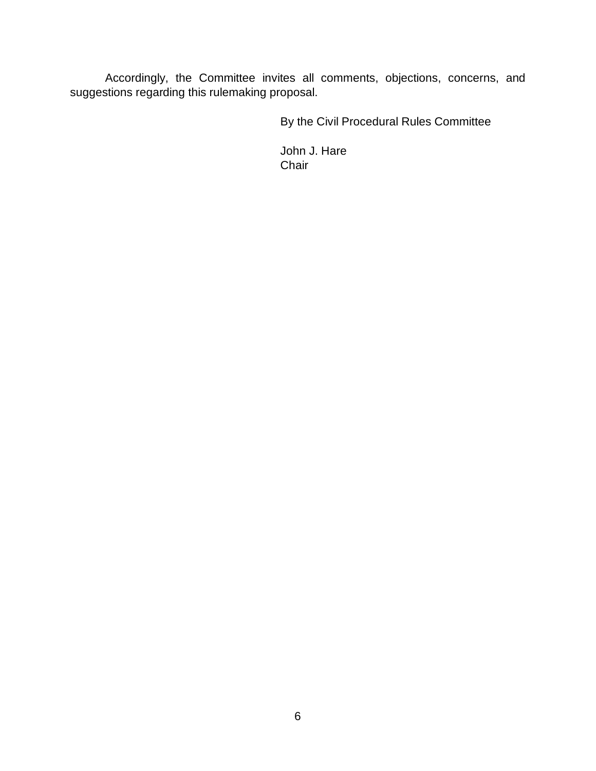Accordingly, the Committee invites all comments, objections, concerns, and suggestions regarding this rulemaking proposal.

By the Civil Procedural Rules Committee

John J. Hare
Chair